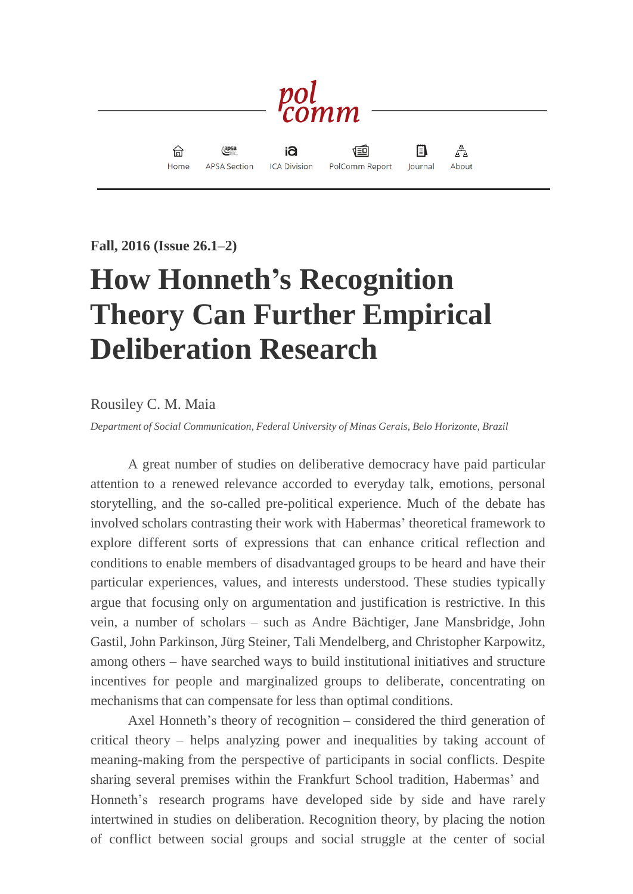**Fall, 2016 (Issue 26.1–2)**

# How Honneth's Recognition Theory Can Further Empirical Deliberation Research

Rousiley C. M. Maia

*Department of Social Communication, Federal University of Minas Gerais, Belo Horizonte, Brazil*

A great number of studies on deliberative democracy have paid particular attention to a renewed relevance accorded to everyday talk, emotions, personal storytelling, and the so-called pre-political experience. Much of the debate has involved scholars contrasting their work with Habermas' theoretical framework to explore different sorts of expressions that can enhance critical reflection and conditions to enable members of disadvantaged groups to be heard and have their particular experiences, values, and interests understood. These studies typically argue that focusing only on argumentation and justification is restrictive. In this vein, a number of scholars – such as Andre Bächtiger, Jane Mansbridge, John Gastil, John Parkinson, Jürg Steiner, Tali Mendelberg, and Christopher Karpowitz, among others – have searched ways to build institutional initiatives and structure incentives for people and marginalized groups to deliberate, concentrating on mechanisms that can compensate for less than optimal conditions.

Axel Honneth's theory of recognition – considered the third generation of critical theory – helps analyzing power and inequalities by taking account of meaning-making from the perspective of participants in social conflicts. Despite sharing several premises within the Frankfurt School tradition, Habermas' and Honneth's research programs have developed side by side and have rarely intertwined in studies on deliberation. Recognition theory, by placing the notion of conflict between social groups and social struggle at the center of social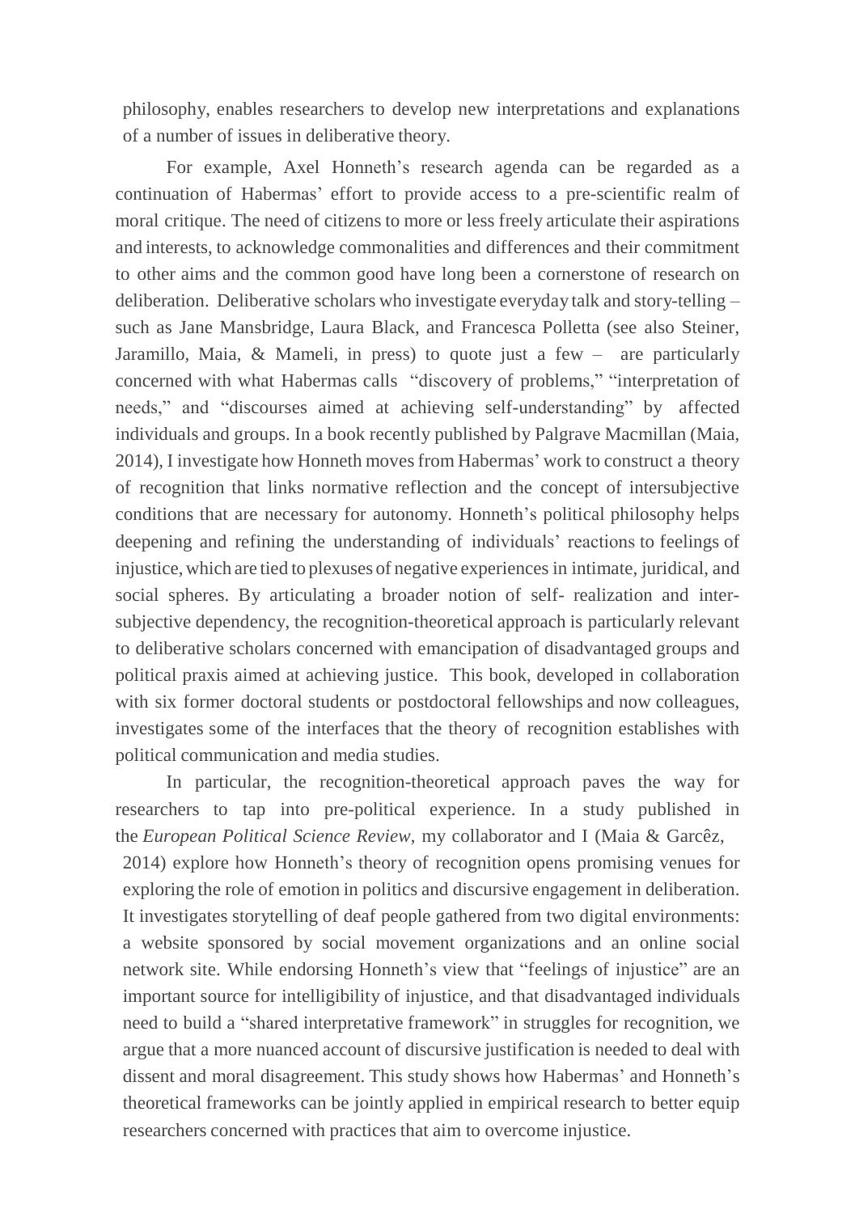philosophy, enables researchers to develop new interpretations and explanations of a number of issues in deliberative theory.

For example, Axel Honneth's research agenda can be regarded as a continuation of Habermas' effort to provide access to a pre-scientific realm of moral critique. The need of citizens to more or less freely articulate their aspirations and interests, to acknowledge commonalities and differences and their commitment to other aims and the common good have long been a cornerstone of research on deliberation. Deliberative scholars who investigate everyday talk and story-telling – such as Jane Mansbridge, Laura Black, and Francesca Polletta (see also Steiner, Jaramillo, Maia, & Mameli, in press) to quote just a few – are particularly concerned with what Habermas calls "discovery of problems," "interpretation of needs," and "discourses aimed at achieving self-understanding" by affected individuals and groups. In a book recently published by Palgrave Macmillan (Maia, 2014), I investigate how Honneth moves from Habermas' work to construct a theory of recognition that links normative reflection and the concept of intersubjective conditions that are necessary for autonomy. Honneth's political philosophy helps deepening and refining the understanding of individuals' reactions to feelings of injustice, which are tied to plexuses of negative experiences in intimate, juridical, and social spheres. By articulating a broader notion of self- realization and inter-subjective dependency, the recognition-theoretical approach is particularly relevant to deliberative scholars concerned with emancipation of disadvantaged groups and political praxis aimed at achieving justice. This book, developed in collaboration with six former doctoral students or postdoctoral fellowships and now colleagues, investigates some of the interfaces that the theory of recognition establishes with political communication and media studies.

In particular, the recognition-theoretical approach paves the way for researchers to tap into pre-political experience. In a study published in the *European Political Science Review*, my collaborator and I (Maia & Garcêz, 2014) explore how Honneth's theory of recognition opens promising venues for exploring the role of emotion in politics and discursive engagement in deliberation. It investigates storytelling of deaf people gathered from two digital environments: a website sponsored by social movement organizations and an online social network site. While endorsing Honneth's view that "feelings of injustice" are an important source for intelligibility of injustice, and that disadvantaged individuals need to build a "shared interpretative framework" in struggles for recognition, we argue that a more nuanced account of discursive justification is needed to deal with dissent and moral disagreement. This study shows how Habermas' and Honneth's theoretical frameworks can be jointly applied in empirical research to better equip researchers concerned with practices that aim to overcome injustice.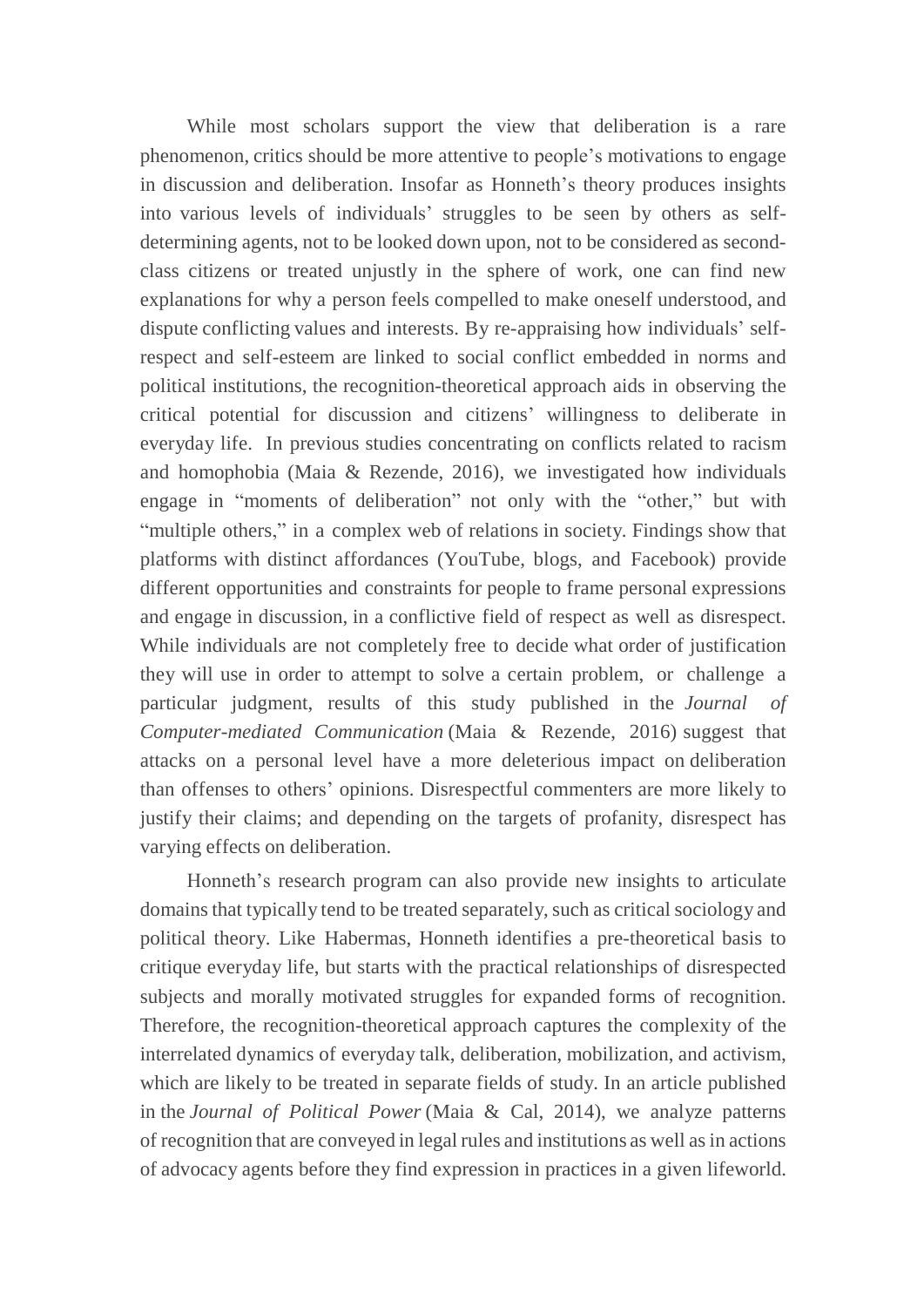While most scholars support the view that deliberation is a rare phenomenon, critics should be more attentive to people's motivations to engage in discussion and deliberation. Insofar as Honneth's theory produces insights into various levels of individuals' struggles to be seen by others as self-determining agents, not to be looked down upon, not to be considered as second-class citizens or treated unjustly in the sphere of work, one can find new explanations for why a person feels compelled to make oneself understood, and dispute conflicting values and interests. By re-appraising how individuals' self-respect and self-esteem are linked to social conflict embedded in norms and political institutions, the recognition-theoretical approach aids in observing the critical potential for discussion and citizens' willingness to deliberate in everyday life. In previous studies concentrating on conflicts related to racism and homophobia (Maia & Rezende, 2016), we investigated how individuals engage in "moments of deliberation" not only with the "other," but with "multiple others," in a complex web of relations in society. Findings show that platforms with distinct affordances (YouTube, blogs, and Facebook) provide different opportunities and constraints for people to frame personal expressions and engage in discussion, in a conflictive field of respect as well as disrespect. While individuals are not completely free to decide what order of justification they will use in order to attempt to solve a certain problem, or challenge a particular judgment, results of this study published in the *Journal of Computer-mediated Communication* (Maia & Rezende, 2016) suggest that attacks on a personal level have a more deleterious impact on deliberation than offenses to others' opinions. Disrespectful commenters are more likely to justify their claims; and depending on the targets of profanity, disrespect has varying effects on deliberation.

Honneth's research program can also provide new insights to articulate domains that typically tend to be treated separately, such as critical sociology and political theory. Like Habermas, Honneth identifies a pre-theoretical basis to critique everyday life, but starts with the practical relationships of disrespected subjects and morally motivated struggles for expanded forms of recognition. Therefore, the recognition-theoretical approach captures the complexity of the interrelated dynamics of everyday talk, deliberation, mobilization, and activism, which are likely to be treated in separate fields of study. In an article published in the *Journal of Political Power* (Maia & Cal, 2014), we analyze patterns of recognition that are conveyed in legal rules and institutions as well as in actions of advocacy agents before they find expression in practices in a given lifeworld.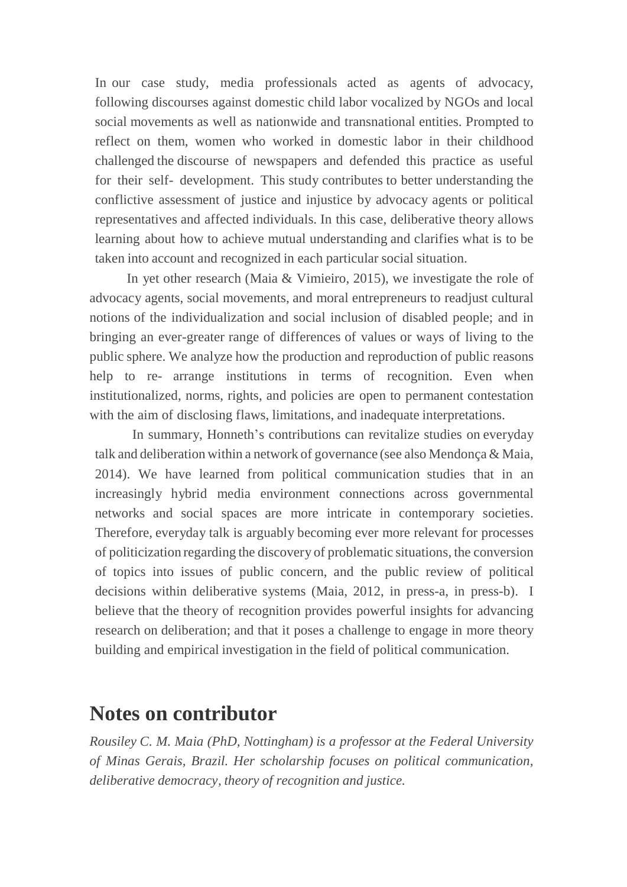In our case study, media professionals acted as agents of advocacy, following discourses against domestic child labor vocalized by NGOs and local social movements as well as nationwide and transnational entities. Prompted to reflect on them, women who worked in domestic labor in their childhood challenged the discourse of newspapers and defended this practice as useful for their self- development. This study contributes to better understanding the conflictive assessment of justice and injustice by advocacy agents or political representatives and affected individuals. In this case, deliberative theory allows learning about how to achieve mutual understanding and clarifies what is to be taken into account and recognized in each particular social situation.

In yet other research (Maia & Vimieiro, 2015), we investigate the role of advocacy agents, social movements, and moral entrepreneurs to readjust cultural notions of the individualization and social inclusion of disabled people; and in bringing an ever-greater range of differences of values or ways of living to the public sphere. We analyze how the production and reproduction of public reasons help to re- arrange institutions in terms of recognition. Even when institutionalized, norms, rights, and policies are open to permanent contestation with the aim of disclosing flaws, limitations, and inadequate interpretations.

In summary, Honneth's contributions can revitalize studies on everyday talk and deliberation within a network of governance (see also Mendonça & Maia, 2014). We have learned from political communication studies that in an increasingly hybrid media environment connections across governmental networks and social spaces are more intricate in contemporary societies. Therefore, everyday talk is arguably becoming ever more relevant for processes of politicization regarding the discovery of problematic situations, the conversion of topics into issues of public concern, and the public review of political decisions within deliberative systems (Maia, 2012, in press-a, in press-b). I believe that the theory of recognition provides powerful insights for advancing research on deliberation; and that it poses a challenge to engage in more theory building and empirical investigation in the field of political communication.

## Notes on contributor

*Rousiley C. M. Maia (PhD, Nottingham) is a professor at the Federal University of Minas Gerais, Brazil. Her scholarship focuses on political communication, deliberative democracy, theory of recognition and justice.*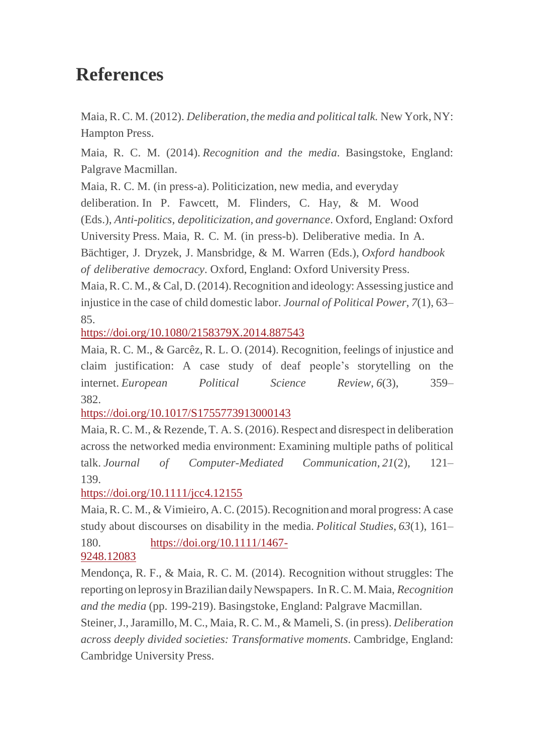# References

Maia, R. C. M. (2012). *Deliberation, the media and political talk.* New York, NY: Hampton Press.

Maia, R. C. M. (2014). *Recognition and the media*. Basingstoke, England: Palgrave Macmillan.

Maia, R. C. M. (in press-a). Politicization, new media, and everyday deliberation. In P. Fawcett, M. Flinders, C. Hay, & M. Wood (Eds.), *Anti-politics, depoliticization, and governance*. Oxford, England: Oxford University Press. Maia, R. C. M. (in press-b). Deliberative media. In A. Bächtiger, J. Dryzek, J. Mansbridge, & M. Warren (Eds.), *Oxford handbook of deliberative democracy*. Oxford, England: Oxford University Press.

Maia, R. C. M., & Cal, D. (2014). Recognition and ideology: Assessing justice and injustice in the case of child domestic labor. *Journal of Political Power*, *7*(1), 63–85. https://doi.org/10.1080/2158379X.2014.887543

Maia, R. C. M., & Garcêz, R. L. O. (2014). Recognition, feelings of injustice and claim justification: A case study of deaf people's storytelling on the internet. *European Political Science Review*, *6*(3), 359–382. https://doi.org/10.1017/S1755773913000143

Maia, R. C. M., & Rezende, T. A. S. (2016). Respect and disrespect in deliberation across the networked media environment: Examining multiple paths of political talk. *Journal of Computer-Mediated Communication*, *21*(2), 121–139. https://doi.org/10.1111/jcc4.12155

Maia, R. C. M., & Vimieiro, A. C. (2015). Recognition and moral progress: A case study about discourses on disability in the media. *Political Studies*, *63*(1), 161–180. https://doi.org/10.1111/1467-9248.12083

Mendonça, R. F., & Maia, R. C. M. (2014). Recognition without struggles: The reporting on leprosy in Brazilian daily Newspapers. In R. C. M. Maia, *Recognition and the media* (pp. 199-219). Basingstoke, England: Palgrave Macmillan.

Steiner, J., Jaramillo, M. C., Maia, R. C. M., & Mameli, S. (in press). *Deliberation across deeply divided societies: Transformative moments*. Cambridge, England: Cambridge University Press.